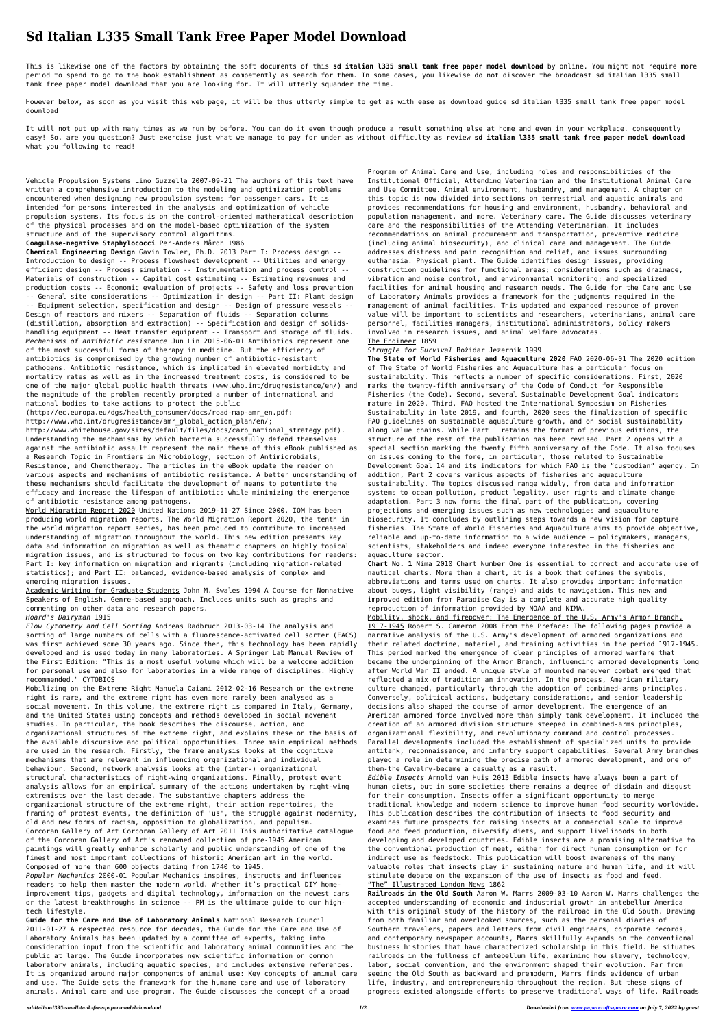# Sd Italian L335 Small Tank Free Paper Model Download

This is likewise one of the factors by obtaining the soft documents of this **sd italian l335 small tank free paper model download** by online. You might not require more period to spend to go to the book establishment as competently as search for them. In some cases, you likewise do not discover the broadcast sd italian l335 small tank free paper model download that you are looking for. It will utterly squander the time.

However below, as soon as you visit this web page, it will be thus utterly simple to get as with ease as download guide sd italian l335 small tank free paper model download

It will not put up with many times as we run by before. You can do it even though produce a result something else at home and even in your workplace. consequently easy! So, are you question? Just exercise just what we manage to pay for under as without difficulty as review **sd italian l335 small tank free paper model download** what you following to read!

Vehicle Propulsion Systems Lino Guzzella 2007-09-21 The authors of this text have written a comprehensive introduction to the modeling and optimization problems encountered when designing new propulsion systems for passenger cars. It is intended for persons interested in the analysis and optimization of vehicle propulsion systems. Its focus is on the control-oriented mathematical description of the physical processes and on the model-based optimization of the system structure and of the supervisory control algorithms.

**Coagulase-negative Staphylococci** Per-Anders Mårdh 1986

**Chemical Engineering Design** Gavin Towler, Ph.D. 2013 Part I: Process design -- Introduction to design -- Process flowsheet development -- Utilities and energy efficient design -- Process simulation -- Instrumentation and process control -- Materials of construction -- Capital cost estimating -- Estimating revenues and production costs -- Economic evaluation of projects -- Safety and loss prevention -- General site considerations -- Optimization in design -- Part II: Plant design -- Equipment selection, specification and design -- Design of pressure vessels -- Design of reactors and mixers -- Separation of fluids -- Separation columns (distillation, absorption and extraction) -- Specification and design of solids-handling equipment -- Heat transfer equipment -- Transport and storage of fluids.

*Mechanisms of antibiotic resistance* Jun Lin 2015-06-01 Antibiotics represent one of the most successful forms of therapy in medicine. But the efficiency of antibiotics is compromised by the growing number of antibiotic-resistant pathogens. Antibiotic resistance, which is implicated in elevated morbidity and mortality rates as well as in the increased treatment costs, is considered to be one of the major global public health threats (www.who.int/drugresistance/en/) and the magnitude of the problem recently prompted a number of international and national bodies to take actions to protect the public (http://ec.europa.eu/dgs/health_consumer/docs/road-map-amr_en.pdf: http://www.who.int/drugresistance/amr_global_action_plan/en/; http://www.whitehouse.gov/sites/default/files/docs/carb_national_strategy.pdf). Understanding the mechanisms by which bacteria successfully defend themselves against the antibiotic assault represent the main theme of this eBook published as a Research Topic in Frontiers in Microbiology, section of Antimicrobials, Resistance, and Chemotherapy. The articles in the eBook update the reader on various aspects and mechanisms of antibiotic resistance. A better understanding of these mechanisms should facilitate the development of means to potentiate the efficacy and increase the lifespan of antibiotics while minimizing the emergence of antibiotic resistance among pathogens.

World Migration Report 2020 United Nations 2019-11-27 Since 2000, IOM has been producing world migration reports. The World Migration Report 2020, the tenth in the world migration report series, has been produced to contribute to increased understanding of migration throughout the world. This new edition presents key data and information on migration as well as thematic chapters on highly topical migration issues, and is structured to focus on two key contributions for readers: Part I: key information on migration and migrants (including migration-related statistics); and Part II: balanced, evidence-based analysis of complex and emerging migration issues.

Academic Writing for Graduate Students John M. Swales 1994 A Course for Nonnative Speakers of English. Genre-based approach. Includes units such as graphs and commenting on other data and research papers.

*Hoard's Dairyman* 1915

*Flow Cytometry and Cell Sorting* Andreas Radbruch 2013-03-14 The analysis and sorting of large numbers of cells with a fluorescence-activated cell sorter (FACS) was first achieved some 30 years ago. Since then, this technology has been rapidly developed and is used today in many laboratories. A Springer Lab Manual Review of the First Edition: "This is a most useful volume which will be a welcome addition for personal use and also for laboratories in a wide range of disciplines. Highly recommended." CYTOBIOS

Mobilizing on the Extreme Right Manuela Caiani 2012-02-16 Research on the extreme right is rare, and the extreme right has even more rarely been analysed as a social movement. In this volume, the extreme right is compared in Italy, Germany, and the United States using concepts and methods developed in social movement studies. In particular, the book describes the discourse, action, and organizational structures of the extreme right, and explains these on the basis of the available discursive and political opportunities. Three main empirical methods are used in the research. Firstly, the frame analysis looks at the cognitive mechanisms that are relevant in influencing organizational and individual behaviour. Second, network analysis looks at the (inter-) organizational structural characteristics of right-wing organizations. Finally, protest event analysis allows for an empirical summary of the actions undertaken by right-wing extremists over the last decade. The substantive chapters address the organizational structure of the extreme right, their action repertoires, the framing of protest events, the definition of 'us', the struggle against modernity, old and new forms of racism, opposition to globalization, and populism.

Corcoran Gallery of Art Corcoran Gallery of Art 2011 This authoritative catalogue of the Corcoran Gallery of Art's renowned collection of pre-1945 American paintings will greatly enhance scholarly and public understanding of one of the finest and most important collections of historic American art in the world. Composed of more than 600 objects dating from 1740 to 1945.

*Popular Mechanics* 2000-01 Popular Mechanics inspires, instructs and influences readers to help them master the modern world. Whether it's practical DIY home-improvement tips, gadgets and digital technology, information on the newest cars or the latest breakthroughs in science -- PM is the ultimate guide to our high-tech lifestyle.

**Guide for the Care and Use of Laboratory Animals** National Research Council 2011-01-27 A respected resource for decades, the Guide for the Care and Use of Laboratory Animals has been updated by a committee of experts, taking into consideration input from the scientific and laboratory animal communities and the public at large. The Guide incorporates new scientific information on common laboratory animals, including aquatic species, and includes extensive references. It is organized around major components of animal use: Key concepts of animal care and use. The Guide sets the framework for the humane care and use of laboratory animals. Animal care and use program. The Guide discusses the concept of a broad Program of Animal Care and Use, including roles and responsibilities of the Institutional Official, Attending Veterinarian and the Institutional Animal Care and Use Committee. Animal environment, husbandry, and management. A chapter on this topic is now divided into sections on terrestrial and aquatic animals and provides recommendations for housing and environment, husbandry, behavioral and population management, and more. Veterinary care. The Guide discusses veterinary care and the responsibilities of the Attending Veterinarian. It includes recommendations on animal procurement and transportation, preventive medicine (including animal biosecurity), and clinical care and management. The Guide addresses distress and pain recognition and relief, and issues surrounding euthanasia. Physical plant. The Guide identifies design issues, providing construction guidelines for functional areas; considerations such as drainage, vibration and noise control, and environmental monitoring; and specialized facilities for animal housing and research needs. The Guide for the Care and Use of Laboratory Animals provides a framework for the judgments required in the management of animal facilities. This updated and expanded resource of proven value will be important to scientists and researchers, veterinarians, animal care personnel, facilities managers, institutional administrators, policy makers involved in research issues, and animal welfare advocates.

The Engineer 1859

*Struggle for Survival* Božidar Jezernik 1999

**The State of World Fisheries and Aquaculture 2020** FAO 2020-06-01 The 2020 edition of The State of World Fisheries and Aquaculture has a particular focus on sustainability. This reflects a number of specific considerations. First, 2020 marks the twenty-fifth anniversary of the Code of Conduct for Responsible Fisheries (the Code). Second, several Sustainable Development Goal indicators mature in 2020. Third, FAO hosted the International Symposium on Fisheries Sustainability in late 2019, and fourth, 2020 sees the finalization of specific FAO guidelines on sustainable aquaculture growth, and on social sustainability along value chains. While Part 1 retains the format of previous editions, the structure of the rest of the publication has been revised. Part 2 opens with a special section marking the twenty fifth anniversary of the Code. It also focuses on issues coming to the fore, in particular, those related to Sustainable Development Goal 14 and its indicators for which FAO is the "custodian" agency. In addition, Part 2 covers various aspects of fisheries and aquaculture sustainability. The topics discussed range widely, from data and information systems to ocean pollution, product legality, user rights and climate change adaptation. Part 3 now forms the final part of the publication, covering projections and emerging issues such as new technologies and aquaculture biosecurity. It concludes by outlining steps towards a new vision for capture fisheries. The State of World Fisheries and Aquaculture aims to provide objective, reliable and up-to-date information to a wide audience – policymakers, managers, scientists, stakeholders and indeed everyone interested in the fisheries and aquaculture sector.

**Chart No. 1** Nima 2010 Chart Number One is essential to correct and accurate use of nautical charts. More than a chart, it is a book that defines the symbols, abbreviations and terms used on charts. It also provides important information about buoys, light visibility (range) and aids to navigation. This new and improved edition from Paradise Cay is a complete and accurate high quality reproduction of information provided by NOAA and NIMA.

Mobility, shock, and firepower: The Emergence of the U.S. Army's Armor Branch, 1917-1945 Robert S. Cameron 2008 From the Preface: The following pages provide a narrative analysis of the U.S. Army's development of armored organizations and their related doctrine, materiel, and training activities in the period 1917-1945. This period marked the emergence of clear principles of armored warfare that became the underpinning of the Armor Branch, influencing armored developments long after World War II ended. A unique style of mounted maneuver combat emerged that reflected a mix of tradition an innovation. In the process, American military culture changed, particularly through the adoption of combined-arms principles. Conversely, political actions, budgetary considerations, and senior leadership decisions also shaped the course of armor development. The emergence of an American armored force involved more than simply tank development. It included the creation of an armored division structure steeped in combined-arms principles, organizational flexibility, and revolutionary command and control processes. Parallel developments included the establishment of specialized units to provide antitank, reconnaissance, and infantry support capabilities. Several Army branches played a role in determining the precise path of armored development, and one of them-the Cavalry-became a casualty as a result.

*Edible Insects* Arnold van Huis 2013 Edible insects have always been a part of human diets, but in some societies there remains a degree of disdain and disgust for their consumption. Insects offer a significant opportunity to merge traditional knowledge and modern science to improve human food security worldwide. This publication describes the contribution of insects to food security and examines future prospects for raising insects at a commercial scale to improve food and feed production, diversify diets, and support livelihoods in both developing and developed countries. Edible insects are a promising alternative to the conventional production of meat, either for direct human consumption or for indirect use as feedstock. This publication will boost awareness of the many valuable roles that insects play in sustaining nature and human life, and it will stimulate debate on the expansion of the use of insects as food and feed.

"The" Illustrated London News 1862

**Railroads in the Old South** Aaron W. Marrs 2009-03-10 Aaron W. Marrs challenges the accepted understanding of economic and industrial growth in antebellum America with this original study of the history of the railroad in the Old South. Drawing from both familiar and overlooked sources, such as the personal diaries of Southern travelers, papers and letters from civil engineers, corporate records, and contemporary newspaper accounts, Marrs skillfully expands on the conventional business histories that have characterized scholarship in this field. He situates railroads in the fullness of antebellum life, examining how slavery, technology, labor, social convention, and the environment shaped their evolution. Far from seeing the Old South as backward and premodern, Marrs finds evidence of urban life, industry, and entrepreneurship throughout the region. But these signs of progress existed alongside efforts to preserve traditional ways of life. Railroads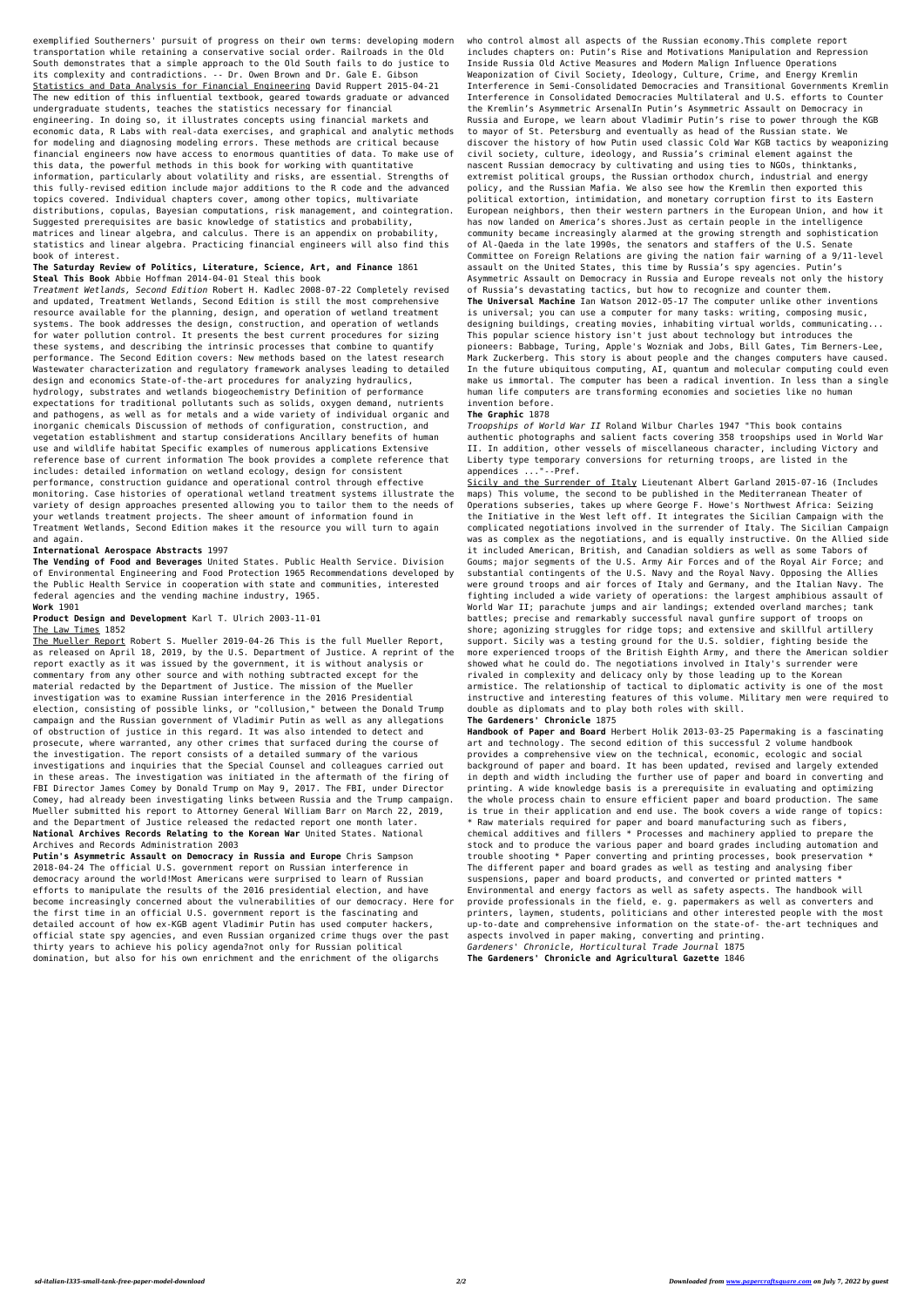exemplified Southerners' pursuit of progress on their own terms: developing modern transportation while retaining a conservative social order. Railroads in the Old South demonstrates that a simple approach to the Old South fails to do justice to its complexity and contradictions. -- Dr. Owen Brown and Dr. Gale E. Gibson

Statistics and Data Analysis for Financial Engineering David Ruppert 2015-04-21 The new edition of this influential textbook, geared towards graduate or advanced undergraduate students, teaches the statistics necessary for financial engineering. In doing so, it illustrates concepts using financial markets and economic data, R Labs with real-data exercises, and graphical and analytic methods for modeling and diagnosing modeling errors. These methods are critical because financial engineers now have access to enormous quantities of data. To make use of this data, the powerful methods in this book for working with quantitative information, particularly about volatility and risks, are essential. Strengths of this fully-revised edition include major additions to the R code and the advanced topics covered. Individual chapters cover, among other topics, multivariate distributions, copulas, Bayesian computations, risk management, and cointegration. Suggested prerequisites are basic knowledge of statistics and probability, matrices and linear algebra, and calculus. There is an appendix on probability, statistics and linear algebra. Practicing financial engineers will also find this book of interest.

**The Saturday Review of Politics, Literature, Science, Art, and Finance** 1861

**Steal This Book** Abbie Hoffman 2014-04-01 Steal this book

*Treatment Wetlands, Second Edition* Robert H. Kadlec 2008-07-22 Completely revised and updated, Treatment Wetlands, Second Edition is still the most comprehensive resource available for the planning, design, and operation of wetland treatment systems. The book addresses the design, construction, and operation of wetlands for water pollution control. It presents the best current procedures for sizing these systems, and describing the intrinsic processes that combine to quantify performance. The Second Edition covers: New methods based on the latest research Wastewater characterization and regulatory framework analyses leading to detailed design and economics State-of-the-art procedures for analyzing hydraulics, hydrology, substrates and wetlands biogeochemistry Definition of performance expectations for traditional pollutants such as solids, oxygen demand, nutrients and pathogens, as well as for metals and a wide variety of individual organic and inorganic chemicals Discussion of methods of configuration, construction, and vegetation establishment and startup considerations Ancillary benefits of human use and wildlife habitat Specific examples of numerous applications Extensive reference base of current information The book provides a complete reference that includes: detailed information on wetland ecology, design for consistent performance, construction guidance and operational control through effective monitoring. Case histories of operational wetland treatment systems illustrate the variety of design approaches presented allowing you to tailor them to the needs of your wetlands treatment projects. The sheer amount of information found in Treatment Wetlands, Second Edition makes it the resource you will turn to again and again.

**International Aerospace Abstracts** 1997

**The Vending of Food and Beverages** United States. Public Health Service. Division of Environmental Engineering and Food Protection 1965 Recommendations developed by the Public Health Service in cooperation with state and communities, interested federal agencies and the vending machine industry, 1965.

**Work** 1901

**Product Design and Development** Karl T. Ulrich 2003-11-01

The Law Times 1852

The Mueller Report Robert S. Mueller 2019-04-26 This is the full Mueller Report, as released on April 18, 2019, by the U.S. Department of Justice. A reprint of the report exactly as it was issued by the government, it is without analysis or commentary from any other source and with nothing subtracted except for the material redacted by the Department of Justice. The mission of the Mueller investigation was to examine Russian interference in the 2016 Presidential election, consisting of possible links, or "collusion," between the Donald Trump campaign and the Russian government of Vladimir Putin as well as any allegations of obstruction of justice in this regard. It was also intended to detect and prosecute, where warranted, any other crimes that surfaced during the course of the investigation. The report consists of a detailed summary of the various investigations and inquiries that the Special Counsel and colleagues carried out in these areas. The investigation was initiated in the aftermath of the firing of FBI Director James Comey by Donald Trump on May 9, 2017. The FBI, under Director Comey, had already been investigating links between Russia and the Trump campaign. Mueller submitted his report to Attorney General William Barr on March 22, 2019, and the Department of Justice released the redacted report one month later.

**National Archives Records Relating to the Korean War** United States. National Archives and Records Administration 2003

**Putin's Asymmetric Assault on Democracy in Russia and Europe** Chris Sampson 2018-04-24 The official U.S. government report on Russian interference in democracy around the world!Most Americans were surprised to learn of Russian efforts to manipulate the results of the 2016 presidential election, and have become increasingly concerned about the vulnerabilities of our democracy. Here for the first time in an official U.S. government report is the fascinating and detailed account of how ex-KGB agent Vladimir Putin has used computer hackers, official state spy agencies, and even Russian organized crime thugs over the past thirty years to achieve his policy agenda?not only for Russian political domination, but also for his own enrichment and the enrichment of the oligarchs who control almost all aspects of the Russian economy.This complete report includes chapters on: Putin's Rise and Motivations Manipulation and Repression Inside Russia Old Active Measures and Modern Malign Influence Operations Weaponization of Civil Society, Ideology, Culture, Crime, and Energy Kremlin Interference in Semi-Consolidated Democracies and Transitional Governments Kremlin Interference in Consolidated Democracies Multilateral and U.S. efforts to Counter the Kremlin's Asymmetric ArsenalIn Putin's Asymmetric Assault on Democracy in Russia and Europe, we learn about Vladimir Putin's rise to power through the KGB to mayor of St. Petersburg and eventually as head of the Russian state. We discover the history of how Putin used classic Cold War KGB tactics by weaponizing civil society, culture, ideology, and Russia's criminal element against the nascent Russian democracy by cultivating and using ties to NGOs, thinktanks, extremist political groups, the Russian orthodox church, industrial and energy policy, and the Russian Mafia. We also see how the Kremlin then exported this political extortion, intimidation, and monetary corruption first to its Eastern European neighbors, then their western partners in the European Union, and how it has now landed on America's shores.Just as certain people in the intelligence community became increasingly alarmed at the growing strength and sophistication of Al-Qaeda in the late 1990s, the senators and staffers of the U.S. Senate Committee on Foreign Relations are giving the nation fair warning of a 9/11-level assault on the United States, this time by Russia's spy agencies. Putin's Asymmetric Assault on Democracy in Russia and Europe reveals not only the history of Russia's devastating tactics, but how to recognize and counter them.

**The Universal Machine** Ian Watson 2012-05-17 The computer unlike other inventions is universal; you can use a computer for many tasks: writing, composing music, designing buildings, creating movies, inhabiting virtual worlds, communicating... This popular science history isn't just about technology but introduces the pioneers: Babbage, Turing, Apple's Wozniak and Jobs, Bill Gates, Tim Berners-Lee, Mark Zuckerberg. This story is about people and the changes computers have caused. In the future ubiquitous computing, AI, quantum and molecular computing could even make us immortal. The computer has been a radical invention. In less than a single human life computers are transforming economies and societies like no human invention before.

**The Graphic** 1878

*Troopships of World War II* Roland Wilbur Charles 1947 "This book contains authentic photographs and salient facts covering 358 troopships used in World War II. In addition, other vessels of miscellaneous character, including Victory and Liberty type temporary conversions for returning troops, are listed in the appendices ..."--Pref.

Sicily and the Surrender of Italy Lieutenant Albert Garland 2015-07-16 (Includes maps) This volume, the second to be published in the Mediterranean Theater of Operations subseries, takes up where George F. Howe's Northwest Africa: Seizing the Initiative in the West left off. It integrates the Sicilian Campaign with the complicated negotiations involved in the surrender of Italy. The Sicilian Campaign was as complex as the negotiations, and is equally instructive. On the Allied side it included American, British, and Canadian soldiers as well as some Tabors of Goums; major segments of the U.S. Army Air Forces and of the Royal Air Force; and substantial contingents of the U.S. Navy and the Royal Navy. Opposing the Allies were ground troops and air forces of Italy and Germany, and the Italian Navy. The fighting included a wide variety of operations: the largest amphibious assault of World War II; parachute jumps and air landings; extended overland marches; tank battles; precise and remarkably successful naval gunfire support of troops on shore; agonizing struggles for ridge tops; and extensive and skillful artillery support. Sicily was a testing ground for the U.S. soldier, fighting beside the more experienced troops of the British Eighth Army, and there the American soldier showed what he could do. The negotiations involved in Italy's surrender were rivaled in complexity and delicacy only by those leading up to the Korean armistice. The relationship of tactical to diplomatic activity is one of the most instructive and interesting features of this volume. Military men were required to double as diplomats and to play both roles with skill.

**The Gardeners' Chronicle** 1875

**Handbook of Paper and Board** Herbert Holik 2013-03-25 Papermaking is a fascinating art and technology. The second edition of this successful 2 volume handbook provides a comprehensive view on the technical, economic, ecologic and social background of paper and board. It has been updated, revised and largely extended in depth and width including the further use of paper and board in converting and printing. A wide knowledge basis is a prerequisite in evaluating and optimizing the whole process chain to ensure efficient paper and board production. The same is true in their application and end use. The book covers a wide range of topics: * Raw materials required for paper and board manufacturing such as fibers, chemical additives and fillers * Processes and machinery applied to prepare the stock and to produce the various paper and board grades including automation and trouble shooting * Paper converting and printing processes, book preservation * The different paper and board grades as well as testing and analysing fiber suspensions, paper and board products, and converted or printed matters * Environmental and energy factors as well as safety aspects. The handbook will provide professionals in the field, e. g. papermakers as well as converters and printers, laymen, students, politicians and other interested people with the most up-to-date and comprehensive information on the state-of- the-art techniques and aspects involved in paper making, converting and printing.

*Gardeners' Chronicle, Horticultural Trade Journal* 1875

**The Gardeners' Chronicle and Agricultural Gazette** 1846